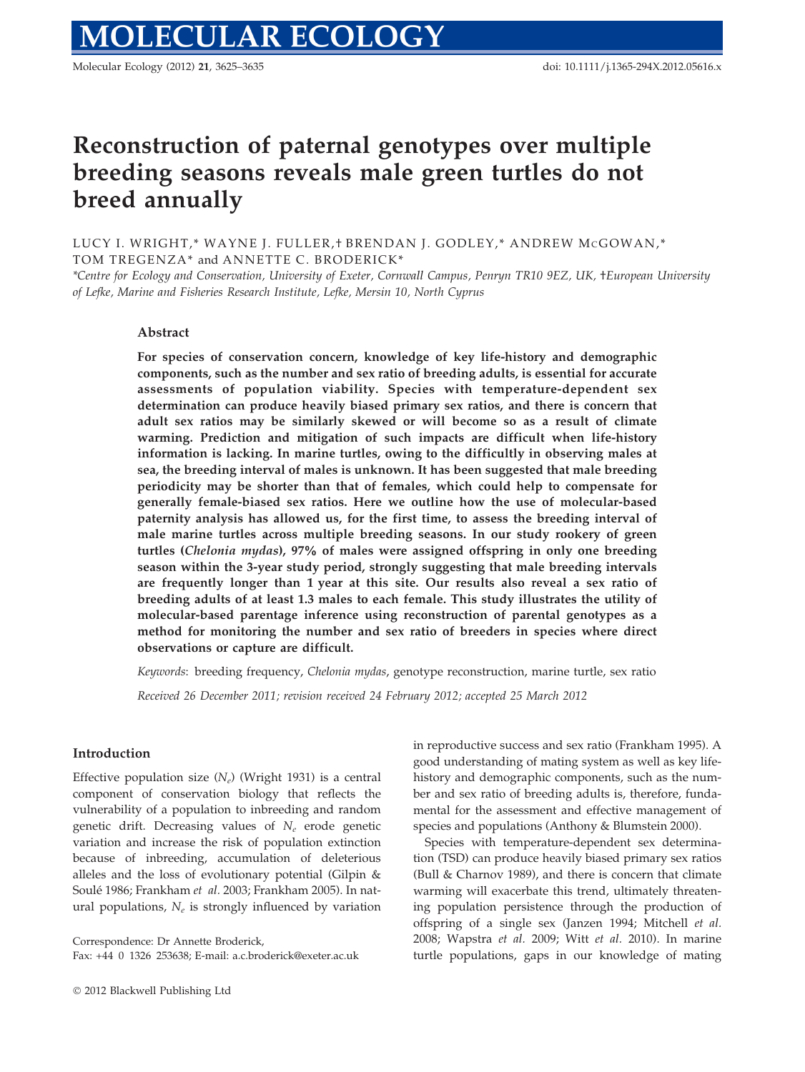# Reconstruction of paternal genotypes over multiple breeding seasons reveals male green turtles do not breed annually

LUCY I. WRIGHT,* WAYNE J. FULLER,† BRENDAN J. GODLEY,* ANDREW McGOWAN,* TOM TREGENZA* and ANNETTE C. BRODERICK*

*Centre for Ecology and Conservation, University of Exeter, Cornwall Campus, Penryn TR10 9EZ, UK, †European University of Lefke, Marine and Fisheries Research Institute, Lefke, Mersin 10, North Cyprus

## Abstract

**For species of conservation concern, knowledge of key life-history and demographic components, such as the number and sex ratio of breeding adults, is essential for accurate assessments of population viability. Species with temperature-dependent sex determination can produce heavily biased primary sex ratios, and there is concern that adult sex ratios may be similarly skewed or will become so as a result of climate warming. Prediction and mitigation of such impacts are difficult when life-history information is lacking. In marine turtles, owing to the difficultly in observing males at sea, the breeding interval of males is unknown. It has been suggested that male breeding periodicity may be shorter than that of females, which could help to compensate for generally female-biased sex ratios. Here we outline how the use of molecular-based paternity analysis has allowed us, for the first time, to assess the breeding interval of male marine turtles across multiple breeding seasons. In our study rookery of green turtles (*Chelonia mydas*), 97% of males were assigned offspring in only one breeding season within the 3-year study period, strongly suggesting that male breeding intervals are frequently longer than 1 year at this site. Our results also reveal a sex ratio of breeding adults of at least 1.3 males to each female. This study illustrates the utility of molecular-based parentage inference using reconstruction of parental genotypes as a method for monitoring the number and sex ratio of breeders in species where direct observations or capture are difficult.**

*Keywords*: breeding frequency, *Chelonia mydas*, genotype reconstruction, marine turtle, sex ratio

*Received 26 December 2011; revision received 24 February 2012; accepted 25 March 2012*

## Introduction

Effective population size ($N_e$) (Wright 1931) is a central component of conservation biology that reflects the vulnerability of a population to inbreeding and random genetic drift. Decreasing values of $N_e$ erode genetic variation and increase the risk of population extinction because of inbreeding, accumulation of deleterious alleles and the loss of evolutionary potential (Gilpin & Soulé 1986; Frankham *et al.* 2003; Frankham 2005). In natural populations, $N_e$ is strongly influenced by variation in reproductive success and sex ratio (Frankham 1995). A good understanding of mating system as well as key life-history and demographic components, such as the number and sex ratio of breeding adults is, therefore, fundamental for the assessment and effective management of species and populations (Anthony & Blumstein 2000).

Species with temperature-dependent sex determination (TSD) can produce heavily biased primary sex ratios (Bull & Charnov 1989), and there is concern that climate warming will exacerbate this trend, ultimately threatening population persistence through the production of offspring of a single sex (Janzen 1994; Mitchell *et al.* 2008; Wapstra *et al.* 2009; Witt *et al.* 2010). In marine turtle populations, gaps in our knowledge of mating

Correspondence: Dr Annette Broderick,
Fax: +44 0 1326 253638; E-mail: a.c.broderick@exeter.ac.uk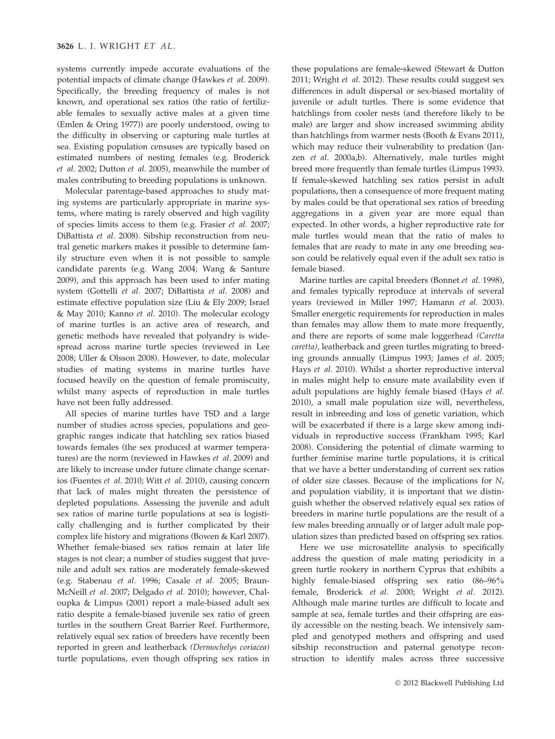systems currently impede accurate evaluations of the potential impacts of climate change (Hawkes *et al.* 2009). Specifically, the breeding frequency of males is not known, and operational sex ratios (the ratio of fertilizable females to sexually active males at a given time (Emlen & Oring 1977)) are poorly understood, owing to the difficulty in observing or capturing male turtles at sea. Existing population censuses are typically based on estimated numbers of nesting females (e.g. Broderick *et al.* 2002; Dutton *et al.* 2005), meanwhile the number of males contributing to breeding populations is unknown.

Molecular parentage-based approaches to study mating systems are particularly appropriate in marine systems, where mating is rarely observed and high vagility of species limits access to them (e.g. Frasier *et al.* 2007; DiBattista *et al.* 2008). Sibship reconstruction from neutral genetic markers makes it possible to determine family structure even when it is not possible to sample candidate parents (e.g. Wang 2004; Wang & Santure 2009), and this approach has been used to infer mating system (Gottelli *et al.* 2007; DiBattista *et al.* 2008) and estimate effective population size (Liu & Ely 2009; Israel & May 2010; Kanno *et al.* 2010). The molecular ecology of marine turtles is an active area of research, and genetic methods have revealed that polyandry is widespread across marine turtle species (reviewed in Lee 2008; Uller & Olsson 2008). However, to date, molecular studies of mating systems in marine turtles have focused heavily on the question of female promiscuity, whilst many aspects of reproduction in male turtles have not been fully addressed.

All species of marine turtles have TSD and a large number of studies across species, populations and geographic ranges indicate that hatchling sex ratios biased towards females (the sex produced at warmer temperatures) are the norm (reviewed in Hawkes *et al.* 2009) and are likely to increase under future climate change scenarios (Fuentes *et al.* 2010; Witt *et al.* 2010), causing concern that lack of males might threaten the persistence of depleted populations. Assessing the juvenile and adult sex ratios of marine turtle populations at sea is logistically challenging and is further complicated by their complex life history and migrations (Bowen & Karl 2007). Whether female-biased sex ratios remain at later life stages is not clear; a number of studies suggest that juvenile and adult sex ratios are moderately female-skewed (e.g. Stabenau *et al.* 1996; Casale *et al.* 2005; Braun-McNeill *et al.* 2007; Delgado *et al.* 2010); however, Chaloupka & Limpus (2001) report a male-biased adult sex ratio despite a female-biased juvenile sex ratio of green turtles in the southern Great Barrier Reef. Furthermore, relatively equal sex ratios of breeders have recently been reported in green and leatherback *(Dermochelys coriacea)* turtle populations, even though offspring sex ratios in these populations are female-skewed (Stewart & Dutton 2011; Wright *et al.* 2012). These results could suggest sex differences in adult dispersal or sex-biased mortality of juvenile or adult turtles. There is some evidence that hatchlings from cooler nests (and therefore likely to be male) are larger and show increased swimming ability than hatchlings from warmer nests (Booth & Evans 2011), which may reduce their vulnerability to predation (Janzen *et al.* 2000a,b). Alternatively, male turtles might breed more frequently than female turtles (Limpus 1993). If female-skewed hatchling sex ratios persist in adult populations, then a consequence of more frequent mating by males could be that operational sex ratios of breeding aggregations in a given year are more equal than expected. In other words, a higher reproductive rate for male turtles would mean that the ratio of males to females that are ready to mate in any one breeding season could be relatively equal even if the adult sex ratio is female biased.

Marine turtles are capital breeders (Bonnet *et al.* 1998), and females typically reproduce at intervals of several years (reviewed in Miller 1997; Hamann *et al.* 2003). Smaller energetic requirements for reproduction in males than females may allow them to mate more frequently, and there are reports of some male loggerhead *(Caretta caretta)*, leatherback and green turtles migrating to breeding grounds annually (Limpus 1993; James *et al.* 2005; Hays *et al.* 2010). Whilst a shorter reproductive interval in males might help to ensure mate availability even if adult populations are highly female biased (Hays *et al.* 2010), a small male population size will, nevertheless, result in inbreeding and loss of genetic variation, which will be exacerbated if there is a large skew among individuals in reproductive success (Frankham 1995; Karl 2008). Considering the potential of climate warming to further feminise marine turtle populations, it is critical that we have a better understanding of current sex ratios of older size classes. Because of the implications for $N_e$ and population viability, it is important that we distinguish whether the observed relatively equal sex ratios of breeders in marine turtle populations are the result of a few males breeding annually or of larger adult male population sizes than predicted based on offspring sex ratios.

Here we use microsatellite analysis to specifically address the question of male mating periodicity in a green turtle rookery in northern Cyprus that exhibits a highly female-biased offspring sex ratio (86–96% female, Broderick *et al.* 2000; Wright *et al.* 2012). Although male marine turtles are difficult to locate and sample at sea, female turtles and their offspring are easily accessible on the nesting beach. We intensively sampled and genotyped mothers and offspring and used sibship reconstruction and paternal genotype reconstruction to identify males across three successive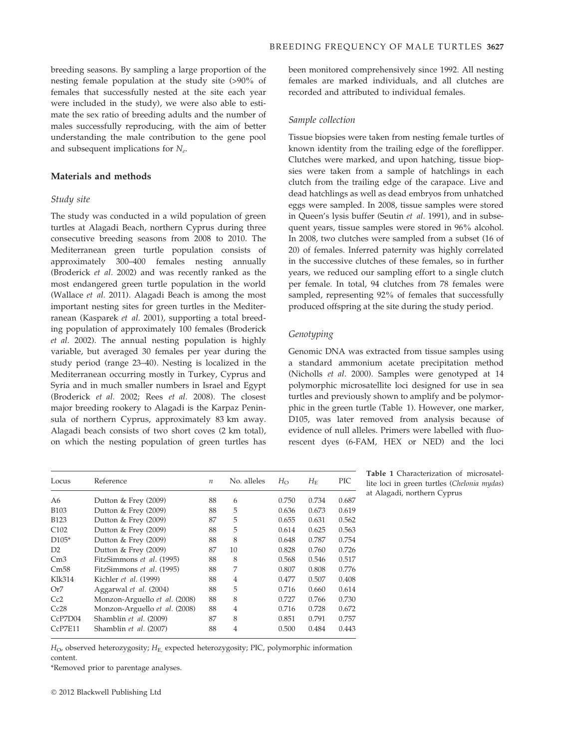breeding seasons. By sampling a large proportion of the nesting female population at the study site (>90% of females that successfully nested at the site each year were included in the study), we were also able to estimate the sex ratio of breeding adults and the number of males successfully reproducing, with the aim of better understanding the male contribution to the gene pool and subsequent implications for $N_e$.

## Materials and methods

### Study site

The study was conducted in a wild population of green turtles at Alagadi Beach, northern Cyprus during three consecutive breeding seasons from 2008 to 2010. The Mediterranean green turtle population consists of approximately 300–400 females nesting annually (Broderick *et al.* 2002) and was recently ranked as the most endangered green turtle population in the world (Wallace *et al.* 2011). Alagadi Beach is among the most important nesting sites for green turtles in the Mediterranean (Kasparek *et al.* 2001), supporting a total breeding population of approximately 100 females (Broderick *et al.* 2002). The annual nesting population is highly variable, but averaged 30 females per year during the study period (range 23–40). Nesting is localized in the Mediterranean occurring mostly in Turkey, Cyprus and Syria and in much smaller numbers in Israel and Egypt (Broderick *et al.* 2002; Rees *et al.* 2008). The closest major breeding rookery to Alagadi is the Karpaz Peninsula of northern Cyprus, approximately 83 km away. Alagadi beach consists of two short coves (2 km total), on which the nesting population of green turtles has been monitored comprehensively since 1992. All nesting females are marked individuals, and all clutches are recorded and attributed to individual females.

### Sample collection

Tissue biopsies were taken from nesting female turtles of known identity from the trailing edge of the foreflipper. Clutches were marked, and upon hatching, tissue biopsies were taken from a sample of hatchlings in each clutch from the trailing edge of the carapace. Live and dead hatchlings as well as dead embryos from unhatched eggs were sampled. In 2008, tissue samples were stored in Queen's lysis buffer (Seutin *et al.* 1991), and in subsequent years, tissue samples were stored in 96% alcohol. In 2008, two clutches were sampled from a subset (16 of 20) of females. Inferred paternity was highly correlated in the successive clutches of these females, so in further years, we reduced our sampling effort to a single clutch per female. In total, 94 clutches from 78 females were sampled, representing 92% of females that successfully produced offspring at the site during the study period.

### Genotyping

Genomic DNA was extracted from tissue samples using a standard ammonium acetate precipitation method (Nicholls *et al.* 2000). Samples were genotyped at 14 polymorphic microsatellite loci designed for use in sea turtles and previously shown to amplify and be polymorphic in the green turtle (Table 1). However, one marker, D105, was later removed from analysis because of evidence of null alleles. Primers were labelled with fluorescent dyes (6-FAM, HEX or NED) and the loci

**Table 1** Characterization of microsatellite loci in green turtles (*Chelonia mydas*) at Alagadi, northern Cyprus

| Locus | Reference | $n$ | No. alleles | $H_O$ | $H_E$ | PIC |
|---|---|---|---|---|---|---|
| A6 | Dutton & Frey (2009) | 88 | 6 | 0.750 | 0.734 | 0.687 |
| B103 | Dutton & Frey (2009) | 88 | 5 | 0.636 | 0.673 | 0.619 |
| B123 | Dutton & Frey (2009) | 87 | 5 | 0.655 | 0.631 | 0.562 |
| C102 | Dutton & Frey (2009) | 88 | 5 | 0.614 | 0.625 | 0.563 |
| D105* | Dutton & Frey (2009) | 88 | 8 | 0.648 | 0.787 | 0.754 |
| D2 | Dutton & Frey (2009) | 87 | 10 | 0.828 | 0.760 | 0.726 |
| Cm3 | FitzSimmons *et al.* (1995) | 88 | 8 | 0.568 | 0.546 | 0.517 |
| Cm58 | FitzSimmons *et al.* (1995) | 88 | 7 | 0.807 | 0.808 | 0.776 |
| Klk314 | Kichler *et al.* (1999) | 88 | 4 | 0.477 | 0.507 | 0.408 |
| Or7 | Aggarwal *et al.* (2004) | 88 | 5 | 0.716 | 0.660 | 0.614 |
| Cc2 | Monzon-Arguello *et al.* (2008) | 88 | 8 | 0.727 | 0.766 | 0.730 |
| Cc28 | Monzon-Arguello *et al.* (2008) | 88 | 4 | 0.716 | 0.728 | 0.672 |
| CcP7D04 | Shamblin *et al.* (2009) | 87 | 8 | 0.851 | 0.791 | 0.757 |
| CcP7E11 | Shamblin *et al.* (2007) | 88 | 4 | 0.500 | 0.484 | 0.443 |

$H_O$, observed heterozygosity; $H_E$, expected heterozygosity; PIC, polymorphic information content.

*Removed prior to parentage analyses.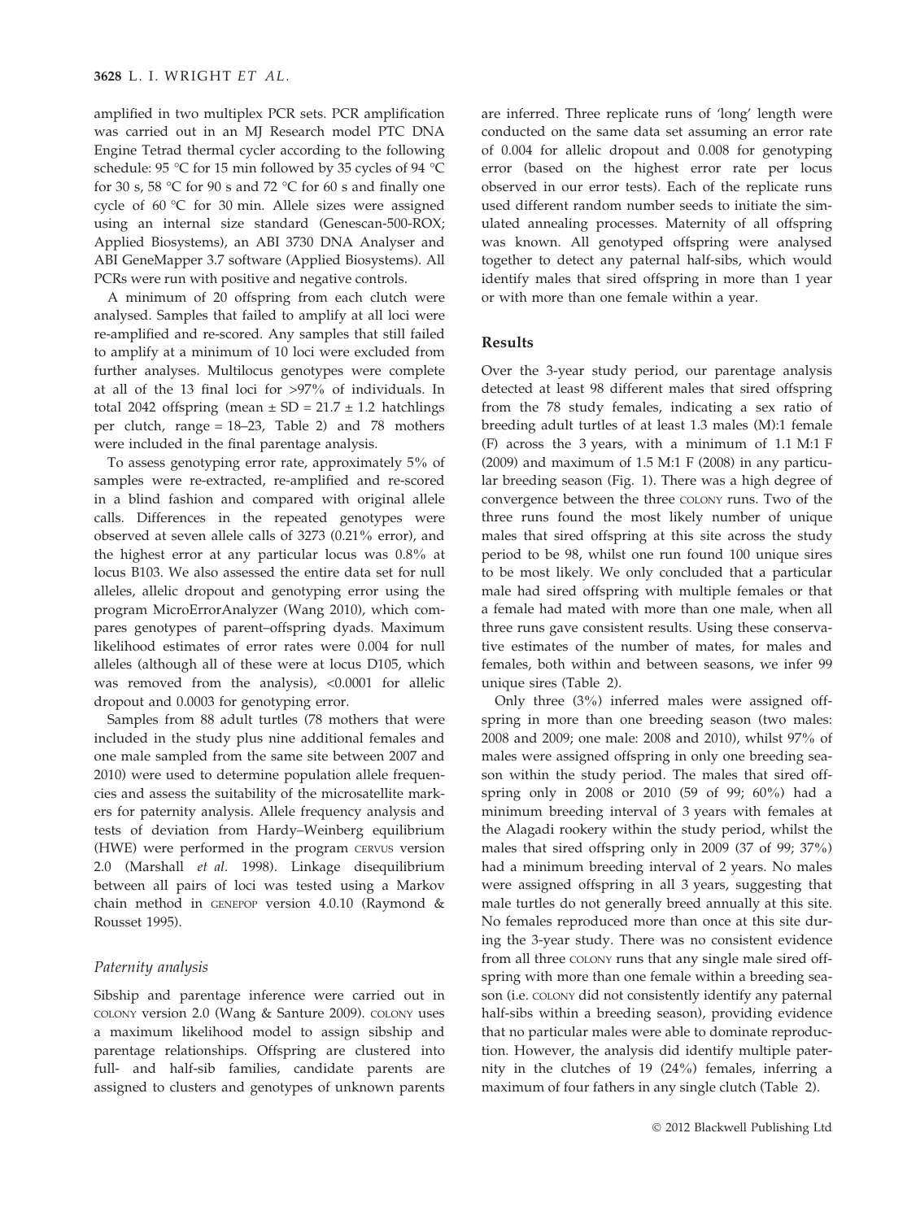amplified in two multiplex PCR sets. PCR amplification was carried out in an MJ Research model PTC DNA Engine Tetrad thermal cycler according to the following schedule: 95 °C for 15 min followed by 35 cycles of 94 °C for 30 s, 58 °C for 90 s and 72 °C for 60 s and finally one cycle of 60 °C for 30 min. Allele sizes were assigned using an internal size standard (Genescan-500-ROX; Applied Biosystems), an ABI 3730 DNA Analyser and ABI GeneMapper 3.7 software (Applied Biosystems). All PCRs were run with positive and negative controls.

A minimum of 20 offspring from each clutch were analysed. Samples that failed to amplify at all loci were re-amplified and re-scored. Any samples that still failed to amplify at a minimum of 10 loci were excluded from further analyses. Multilocus genotypes were complete at all of the 13 final loci for >97% of individuals. In total 2042 offspring (mean ± SD = 21.7 ± 1.2 hatchlings per clutch, range = 18–23, Table 2) and 78 mothers were included in the final parentage analysis.

To assess genotyping error rate, approximately 5% of samples were re-extracted, re-amplified and re-scored in a blind fashion and compared with original allele calls. Differences in the repeated genotypes were observed at seven allele calls of 3273 (0.21% error), and the highest error at any particular locus was 0.8% at locus B103. We also assessed the entire data set for null alleles, allelic dropout and genotyping error using the program MicroErrorAnalyzer (Wang 2010), which compares genotypes of parent–offspring dyads. Maximum likelihood estimates of error rates were 0.004 for null alleles (although all of these were at locus D105, which was removed from the analysis), <0.0001 for allelic dropout and 0.0003 for genotyping error.

Samples from 88 adult turtles (78 mothers that were included in the study plus nine additional females and one male sampled from the same site between 2007 and 2010) were used to determine population allele frequencies and assess the suitability of the microsatellite markers for paternity analysis. Allele frequency analysis and tests of deviation from Hardy–Weinberg equilibrium (HWE) were performed in the program CERVUS version 2.0 (Marshall *et al.* 1998). Linkage disequilibrium between all pairs of loci was tested using a Markov chain method in GENEPOP version 4.0.10 (Raymond & Rousset 1995).

### *Paternity analysis*

Sibship and parentage inference were carried out in COLONY version 2.0 (Wang & Santure 2009). COLONY uses a maximum likelihood model to assign sibship and parentage relationships. Offspring are clustered into full- and half-sib families, candidate parents are assigned to clusters and genotypes of unknown parents are inferred. Three replicate runs of 'long' length were conducted on the same data set assuming an error rate of 0.004 for allelic dropout and 0.008 for genotyping error (based on the highest error rate per locus observed in our error tests). Each of the replicate runs used different random number seeds to initiate the simulated annealing processes. Maternity of all offspring was known. All genotyped offspring were analysed together to detect any paternal half-sibs, which would identify males that sired offspring in more than 1 year or with more than one female within a year.

## Results

Over the 3-year study period, our parentage analysis detected at least 98 different males that sired offspring from the 78 study females, indicating a sex ratio of breeding adult turtles of at least 1.3 males (M):1 female (F) across the 3 years, with a minimum of 1.1 M:1 F (2009) and maximum of 1.5 M:1 F (2008) in any particular breeding season (Fig. 1). There was a high degree of convergence between the three COLONY runs. Two of the three runs found the most likely number of unique males that sired offspring at this site across the study period to be 98, whilst one run found 100 unique sires to be most likely. We only concluded that a particular male had sired offspring with multiple females or that a female had mated with more than one male, when all three runs gave consistent results. Using these conservative estimates of the number of mates, for males and females, both within and between seasons, we infer 99 unique sires (Table 2).

Only three (3%) inferred males were assigned offspring in more than one breeding season (two males: 2008 and 2009; one male: 2008 and 2010), whilst 97% of males were assigned offspring in only one breeding season within the study period. The males that sired offspring only in 2008 or 2010 (59 of 99; 60%) had a minimum breeding interval of 3 years with females at the Alagadi rookery within the study period, whilst the males that sired offspring only in 2009 (37 of 99; 37%) had a minimum breeding interval of 2 years. No males were assigned offspring in all 3 years, suggesting that male turtles do not generally breed annually at this site. No females reproduced more than once at this site during the 3-year study. There was no consistent evidence from all three COLONY runs that any single male sired offspring with more than one female within a breeding season (i.e. COLONY did not consistently identify any paternal half-sibs within a breeding season), providing evidence that no particular males were able to dominate reproduction. However, the analysis did identify multiple paternity in the clutches of 19 (24%) females, inferring a maximum of four fathers in any single clutch (Table 2).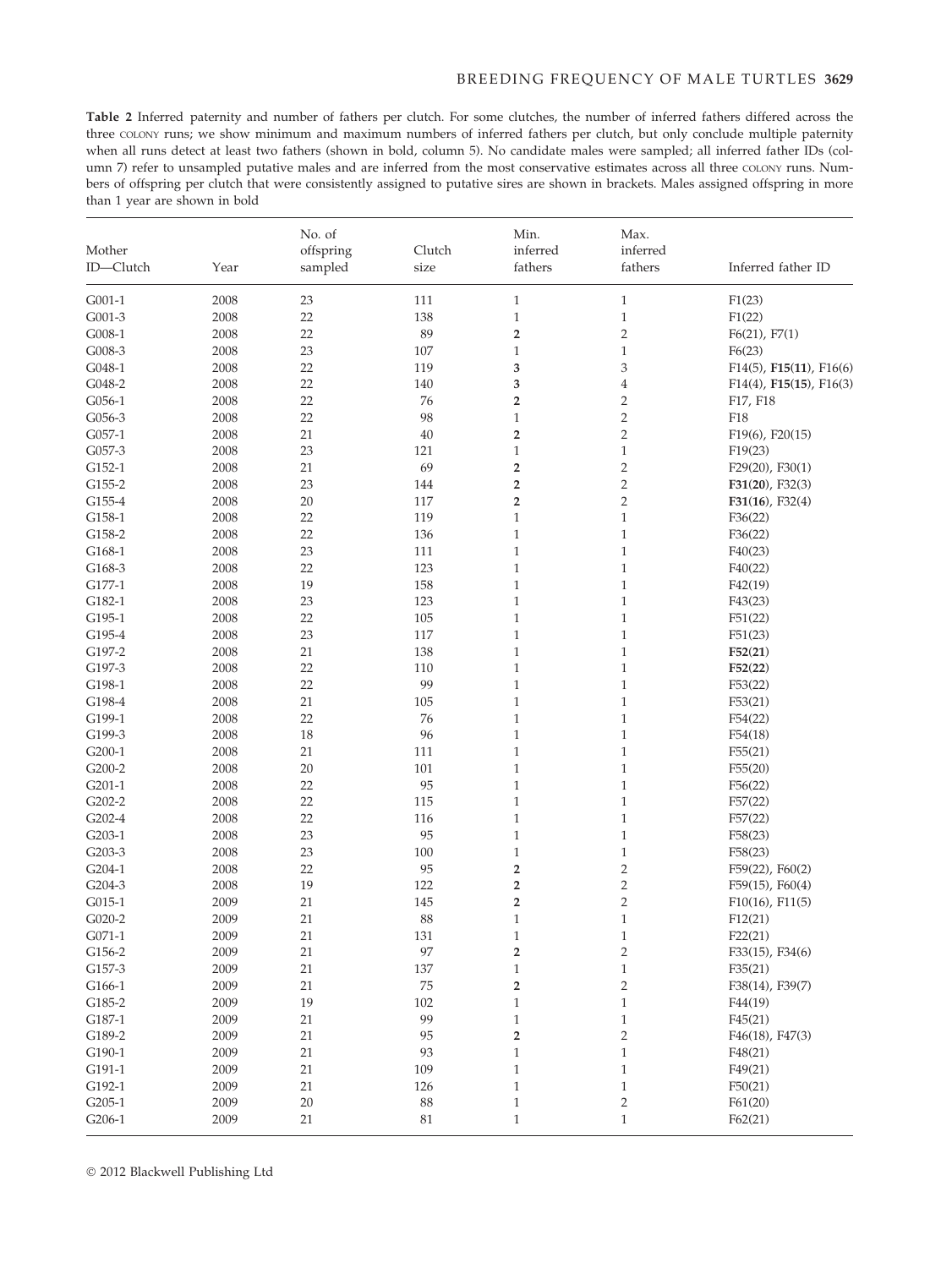**Table 2** Inferred paternity and number of fathers per clutch. For some clutches, the number of inferred fathers differed across the three COLONY runs; we show minimum and maximum numbers of inferred fathers per clutch, but only conclude multiple paternity when all runs detect at least two fathers (shown in bold, column 5). No candidate males were sampled; all inferred father IDs (column 7) refer to unsampled putative males and are inferred from the most conservative estimates across all three COLONY runs. Numbers of offspring per clutch that were consistently assigned to putative sires are shown in brackets. Males assigned offspring in more than 1 year are shown in bold

| Mother ID—Clutch | Year | No. of offspring sampled | Clutch size | Min. inferred fathers | Max. inferred fathers | Inferred father ID |
|---|---|---|---|---|---|---|
| G001-1 | 2008 | 23 | 111 | 1 | 1 | F1(23) |
| G001-3 | 2008 | 22 | 138 | 1 | 1 | F1(22) |
| G008-1 | 2008 | 22 | 89 | **2** | 2 | F6(21), F7(1) |
| G008-3 | 2008 | 23 | 107 | 1 | 1 | F6(23) |
| G048-1 | 2008 | 22 | 119 | **3** | 3 | F14(5), **F15(11)**, F16(6) |
| G048-2 | 2008 | 22 | 140 | **3** | 4 | F14(4), **F15(15)**, F16(3) |
| G056-1 | 2008 | 22 | 76 | **2** | 2 | F17, F18 |
| G056-3 | 2008 | 22 | 98 | 1 | 2 | F18 |
| G057-1 | 2008 | 21 | 40 | **2** | 2 | F19(6), F20(15) |
| G057-3 | 2008 | 23 | 121 | 1 | 1 | F19(23) |
| G152-1 | 2008 | 21 | 69 | **2** | 2 | F29(20), F30(1) |
| G155-2 | 2008 | 23 | 144 | **2** | 2 | **F31(20)**, F32(3) |
| G155-4 | 2008 | 20 | 117 | **2** | 2 | **F31(16)**, F32(4) |
| G158-1 | 2008 | 22 | 119 | 1 | 1 | F36(22) |
| G158-2 | 2008 | 22 | 136 | 1 | 1 | F36(22) |
| G168-1 | 2008 | 23 | 111 | 1 | 1 | F40(23) |
| G168-3 | 2008 | 22 | 123 | 1 | 1 | F40(22) |
| G177-1 | 2008 | 19 | 158 | 1 | 1 | F42(19) |
| G182-1 | 2008 | 23 | 123 | 1 | 1 | F43(23) |
| G195-1 | 2008 | 22 | 105 | 1 | 1 | F51(22) |
| G195-4 | 2008 | 23 | 117 | 1 | 1 | F51(23) |
| G197-2 | 2008 | 21 | 138 | 1 | 1 | **F52(21)** |
| G197-3 | 2008 | 22 | 110 | 1 | 1 | **F52(22)** |
| G198-1 | 2008 | 22 | 99 | 1 | 1 | F53(22) |
| G198-4 | 2008 | 21 | 105 | 1 | 1 | F53(21) |
| G199-1 | 2008 | 22 | 76 | 1 | 1 | F54(22) |
| G199-3 | 2008 | 18 | 96 | 1 | 1 | F54(18) |
| G200-1 | 2008 | 21 | 111 | 1 | 1 | F55(21) |
| G200-2 | 2008 | 20 | 101 | 1 | 1 | F55(20) |
| G201-1 | 2008 | 22 | 95 | 1 | 1 | F56(22) |
| G202-2 | 2008 | 22 | 115 | 1 | 1 | F57(22) |
| G202-4 | 2008 | 22 | 116 | 1 | 1 | F57(22) |
| G203-1 | 2008 | 23 | 95 | 1 | 1 | F58(23) |
| G203-3 | 2008 | 23 | 100 | 1 | 1 | F58(23) |
| G204-1 | 2008 | 22 | 95 | **2** | 2 | F59(22), F60(2) |
| G204-3 | 2008 | 19 | 122 | **2** | 2 | F59(15), F60(4) |
| G015-1 | 2009 | 21 | 145 | **2** | 2 | F10(16), F11(5) |
| G020-2 | 2009 | 21 | 88 | 1 | 1 | F12(21) |
| G071-1 | 2009 | 21 | 131 | 1 | 1 | F22(21) |
| G156-2 | 2009 | 21 | 97 | **2** | 2 | F33(15), F34(6) |
| G157-3 | 2009 | 21 | 137 | 1 | 1 | F35(21) |
| G166-1 | 2009 | 21 | 75 | **2** | 2 | F38(14), F39(7) |
| G185-2 | 2009 | 19 | 102 | 1 | 1 | F44(19) |
| G187-1 | 2009 | 21 | 99 | 1 | 1 | F45(21) |
| G189-2 | 2009 | 21 | 95 | **2** | 2 | F46(18), F47(3) |
| G190-1 | 2009 | 21 | 93 | 1 | 1 | F48(21) |
| G191-1 | 2009 | 21 | 109 | 1 | 1 | F49(21) |
| G192-1 | 2009 | 21 | 126 | 1 | 1 | F50(21) |
| G205-1 | 2009 | 20 | 88 | 1 | 2 | F61(20) |
| G206-1 | 2009 | 21 | 81 | 1 | 1 | F62(21) |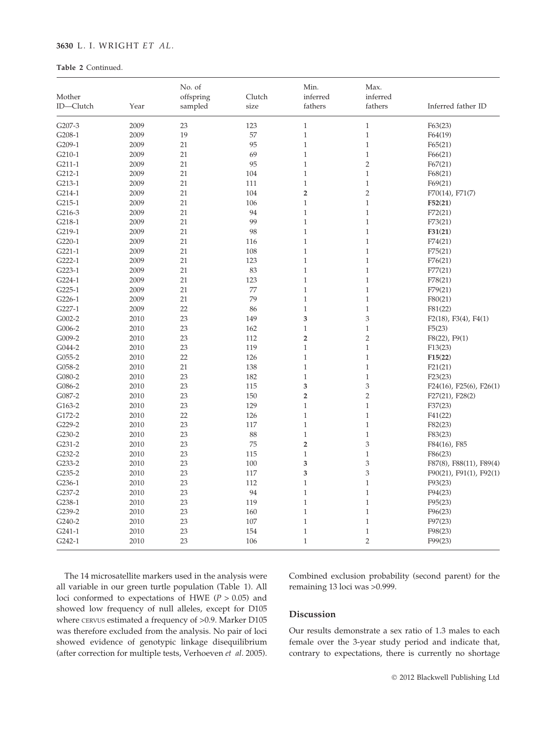**Table 2** Continued.

| Mother ID—Clutch | Year | No. of offspring sampled | Clutch size | Min. inferred fathers | Max. inferred fathers | Inferred father ID |
|---|---|---|---|---|---|---|
| G207-3 | 2009 | 23 | 123 | 1 | 1 | F63(23) |
| G208-1 | 2009 | 19 | 57 | 1 | 1 | F64(19) |
| G209-1 | 2009 | 21 | 95 | 1 | 1 | F65(21) |
| G210-1 | 2009 | 21 | 69 | 1 | 1 | F66(21) |
| G211-1 | 2009 | 21 | 95 | 1 | 2 | F67(21) |
| G212-1 | 2009 | 21 | 104 | 1 | 1 | F68(21) |
| G213-1 | 2009 | 21 | 111 | 1 | 1 | F69(21) |
| G214-1 | 2009 | 21 | 104 | **2** | 2 | F70(14), F71(7) |
| G215-1 | 2009 | 21 | 106 | 1 | 1 | **F52(21)** |
| G216-3 | 2009 | 21 | 94 | 1 | 1 | F72(21) |
| G218-1 | 2009 | 21 | 99 | 1 | 1 | F73(21) |
| G219-1 | 2009 | 21 | 98 | 1 | 1 | **F31(21)** |
| G220-1 | 2009 | 21 | 116 | 1 | 1 | F74(21) |
| G221-1 | 2009 | 21 | 108 | 1 | 1 | F75(21) |
| G222-1 | 2009 | 21 | 123 | 1 | 1 | F76(21) |
| G223-1 | 2009 | 21 | 83 | 1 | 1 | F77(21) |
| G224-1 | 2009 | 21 | 123 | 1 | 1 | F78(21) |
| G225-1 | 2009 | 21 | 77 | 1 | 1 | F79(21) |
| G226-1 | 2009 | 21 | 79 | 1 | 1 | F80(21) |
| G227-1 | 2009 | 22 | 86 | 1 | 1 | F81(22) |
| G002-2 | 2010 | 23 | 149 | **3** | 3 | F2(18), F3(4), F4(1) |
| G006-2 | 2010 | 23 | 162 | 1 | 1 | F5(23) |
| G009-2 | 2010 | 23 | 112 | **2** | 2 | F8(22), F9(1) |
| G044-2 | 2010 | 23 | 119 | 1 | 1 | F13(23) |
| G055-2 | 2010 | 22 | 126 | 1 | 1 | **F15(22)** |
| G058-2 | 2010 | 21 | 138 | 1 | 1 | F21(21) |
| G080-2 | 2010 | 23 | 182 | 1 | 1 | F23(23) |
| G086-2 | 2010 | 23 | 115 | **3** | 3 | F24(16), F25(6), F26(1) |
| G087-2 | 2010 | 23 | 150 | **2** | 2 | F27(21), F28(2) |
| G163-2 | 2010 | 23 | 129 | 1 | 1 | F37(23) |
| G172-2 | 2010 | 22 | 126 | 1 | 1 | F41(22) |
| G229-2 | 2010 | 23 | 117 | 1 | 1 | F82(23) |
| G230-2 | 2010 | 23 | 88 | 1 | 1 | F83(23) |
| G231-2 | 2010 | 23 | 75 | **2** | 3 | F84(16), F85 |
| G232-2 | 2010 | 23 | 115 | 1 | 1 | F86(23) |
| G233-2 | 2010 | 23 | 100 | **3** | 3 | F87(8), F88(11), F89(4) |
| G235-2 | 2010 | 23 | 117 | **3** | 3 | F90(21), F91(1), F92(1) |
| G236-1 | 2010 | 23 | 112 | 1 | 1 | F93(23) |
| G237-2 | 2010 | 23 | 94 | 1 | 1 | F94(23) |
| G238-1 | 2010 | 23 | 119 | 1 | 1 | F95(23) |
| G239-2 | 2010 | 23 | 160 | 1 | 1 | F96(23) |
| G240-2 | 2010 | 23 | 107 | 1 | 1 | F97(23) |
| G241-1 | 2010 | 23 | 154 | 1 | 1 | F98(23) |
| G242-1 | 2010 | 23 | 106 | 1 | 2 | F99(23) |

The 14 microsatellite markers used in the analysis were all variable in our green turtle population (Table 1). All loci conformed to expectations of HWE ($P > 0.05$) and showed low frequency of null alleles, except for D105 where CERVUS estimated a frequency of >0.9. Marker D105 was therefore excluded from the analysis. No pair of loci showed evidence of genotypic linkage disequilibrium (after correction for multiple tests, Verhoeven *et al.* 2005). Combined exclusion probability (second parent) for the remaining 13 loci was >0.999.

## Discussion

Our results demonstrate a sex ratio of 1.3 males to each female over the 3-year study period and indicate that, contrary to expectations, there is currently no shortage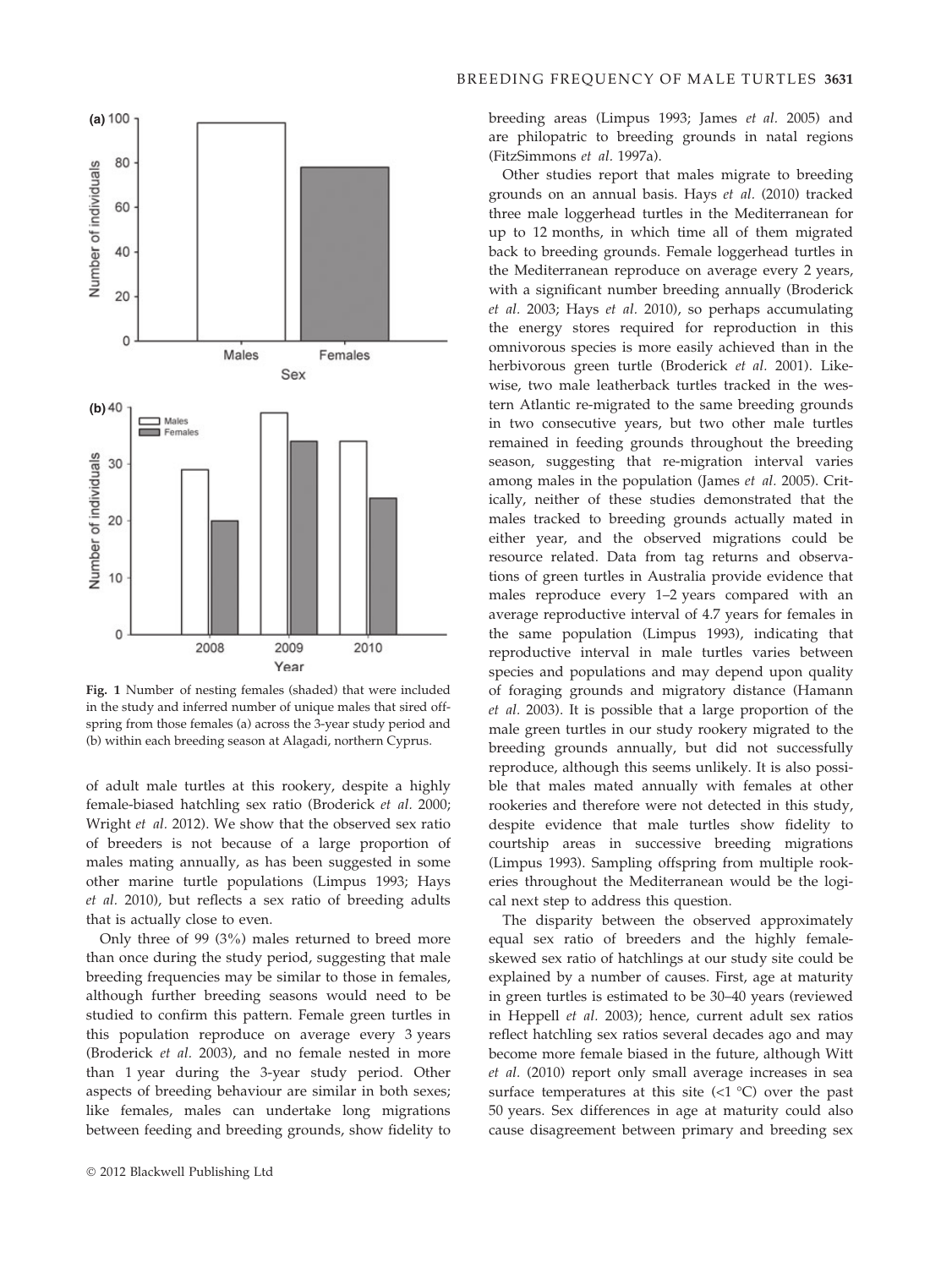Fig. 1 Number of nesting females (shaded) that were included in the study and inferred number of unique males that sired offspring from those females (a) across the 3-year study period and (b) within each breeding season at Alagadi, northern Cyprus.

of adult male turtles at this rookery, despite a highly female-biased hatchling sex ratio (Broderick *et al.* 2000; Wright *et al.* 2012). We show that the observed sex ratio of breeders is not because of a large proportion of males mating annually, as has been suggested in some other marine turtle populations (Limpus 1993; Hays *et al.* 2010), but reflects a sex ratio of breeding adults that is actually close to even.

Only three of 99 (3%) males returned to breed more than once during the study period, suggesting that male breeding frequencies may be similar to those in females, although further breeding seasons would need to be studied to confirm this pattern. Female green turtles in this population reproduce on average every 3 years (Broderick *et al.* 2003), and no female nested in more than 1 year during the 3-year study period. Other aspects of breeding behaviour are similar in both sexes; like females, males can undertake long migrations between feeding and breeding grounds, show fidelity to breeding areas (Limpus 1993; James *et al.* 2005) and are philopatric to breeding grounds in natal regions (FitzSimmons *et al.* 1997a).

Other studies report that males migrate to breeding grounds on an annual basis. Hays *et al.* (2010) tracked three male loggerhead turtles in the Mediterranean for up to 12 months, in which time all of them migrated back to breeding grounds. Female loggerhead turtles in the Mediterranean reproduce on average every 2 years, with a significant number breeding annually (Broderick *et al.* 2003; Hays *et al.* 2010), so perhaps accumulating the energy stores required for reproduction in this omnivorous species is more easily achieved than in the herbivorous green turtle (Broderick *et al.* 2001). Likewise, two male leatherback turtles tracked in the western Atlantic re-migrated to the same breeding grounds in two consecutive years, but two other male turtles remained in feeding grounds throughout the breeding season, suggesting that re-migration interval varies among males in the population (James *et al.* 2005). Critically, neither of these studies demonstrated that the males tracked to breeding grounds actually mated in either year, and the observed migrations could be resource related. Data from tag returns and observations of green turtles in Australia provide evidence that males reproduce every 1–2 years compared with an average reproductive interval of 4.7 years for females in the same population (Limpus 1993), indicating that reproductive interval in male turtles varies between species and populations and may depend upon quality of foraging grounds and migratory distance (Hamann *et al.* 2003). It is possible that a large proportion of the male green turtles in our study rookery migrated to the breeding grounds annually, but did not successfully reproduce, although this seems unlikely. It is also possible that males mated annually with females at other rookeries and therefore were not detected in this study, despite evidence that male turtles show fidelity to courtship areas in successive breeding migrations (Limpus 1993). Sampling offspring from multiple rookeries throughout the Mediterranean would be the logical next step to address this question.

The disparity between the observed approximately equal sex ratio of breeders and the highly female-skewed sex ratio of hatchlings at our study site could be explained by a number of causes. First, age at maturity in green turtles is estimated to be 30–40 years (reviewed in Heppell *et al.* 2003); hence, current adult sex ratios reflect hatchling sex ratios several decades ago and may become more female biased in the future, although Witt *et al.* (2010) report only small average increases in sea surface temperatures at this site (<1 °C) over the past 50 years. Sex differences in age at maturity could also cause disagreement between primary and breeding sex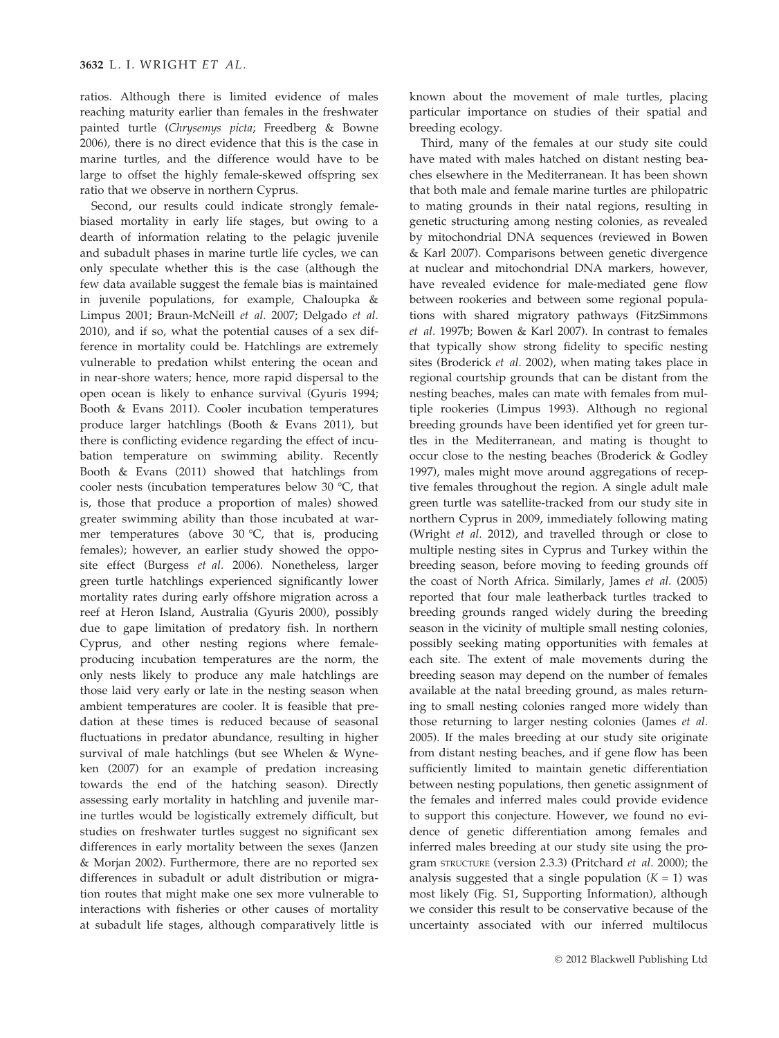ratios. Although there is limited evidence of males reaching maturity earlier than females in the freshwater painted turtle (*Chrysemys picta*; Freedberg & Bowne 2006), there is no direct evidence that this is the case in marine turtles, and the difference would have to be large to offset the highly female-skewed offspring sex ratio that we observe in northern Cyprus.

Second, our results could indicate strongly female-biased mortality in early life stages, but owing to a dearth of information relating to the pelagic juvenile and subadult phases in marine turtle life cycles, we can only speculate whether this is the case (although the few data available suggest the female bias is maintained in juvenile populations, for example, Chaloupka & Limpus 2001; Braun-McNeill *et al.* 2007; Delgado *et al.* 2010), and if so, what the potential causes of a sex difference in mortality could be. Hatchlings are extremely vulnerable to predation whilst entering the ocean and in near-shore waters; hence, more rapid dispersal to the open ocean is likely to enhance survival (Gyuris 1994; Booth & Evans 2011). Cooler incubation temperatures produce larger hatchlings (Booth & Evans 2011), but there is conflicting evidence regarding the effect of incubation temperature on swimming ability. Recently Booth & Evans (2011) showed that hatchlings from cooler nests (incubation temperatures below 30 °C, that is, those that produce a proportion of males) showed greater swimming ability than those incubated at warmer temperatures (above 30 °C, that is, producing females); however, an earlier study showed the opposite effect (Burgess *et al.* 2006). Nonetheless, larger green turtle hatchlings experienced significantly lower mortality rates during early offshore migration across a reef at Heron Island, Australia (Gyuris 2000), possibly due to gape limitation of predatory fish. In northern Cyprus, and other nesting regions where female-producing incubation temperatures are the norm, the only nests likely to produce any male hatchlings are those laid very early or late in the nesting season when ambient temperatures are cooler. It is feasible that predation at these times is reduced because of seasonal fluctuations in predator abundance, resulting in higher survival of male hatchlings (but see Whelen & Wyneken (2007) for an example of predation increasing towards the end of the hatching season). Directly assessing early mortality in hatchling and juvenile marine turtles would be logistically extremely difficult, but studies on freshwater turtles suggest no significant sex differences in early mortality between the sexes (Janzen & Morjan 2002). Furthermore, there are no reported sex differences in subadult or adult distribution or migration routes that might make one sex more vulnerable to interactions with fisheries or other causes of mortality at subadult life stages, although comparatively little is known about the movement of male turtles, placing particular importance on studies of their spatial and breeding ecology.

Third, many of the females at our study site could have mated with males hatched on distant nesting beaches elsewhere in the Mediterranean. It has been shown that both male and female marine turtles are philopatric to mating grounds in their natal regions, resulting in genetic structuring among nesting colonies, as revealed by mitochondrial DNA sequences (reviewed in Bowen & Karl 2007). Comparisons between genetic divergence at nuclear and mitochondrial DNA markers, however, have revealed evidence for male-mediated gene flow between rookeries and between some regional populations with shared migratory pathways (FitzSimmons *et al.* 1997b; Bowen & Karl 2007). In contrast to females that typically show strong fidelity to specific nesting sites (Broderick *et al.* 2002), when mating takes place in regional courtship grounds that can be distant from the nesting beaches, males can mate with females from multiple rookeries (Limpus 1993). Although no regional breeding grounds have been identified yet for green turtles in the Mediterranean, and mating is thought to occur close to the nesting beaches (Broderick & Godley 1997), males might move around aggregations of receptive females throughout the region. A single adult male green turtle was satellite-tracked from our study site in northern Cyprus in 2009, immediately following mating (Wright *et al.* 2012), and travelled through or close to multiple nesting sites in Cyprus and Turkey within the breeding season, before moving to feeding grounds off the coast of North Africa. Similarly, James *et al.* (2005) reported that four male leatherback turtles tracked to breeding grounds ranged widely during the breeding season in the vicinity of multiple small nesting colonies, possibly seeking mating opportunities with females at each site. The extent of male movements during the breeding season may depend on the number of females available at the natal breeding ground, as males returning to small nesting colonies ranged more widely than those returning to larger nesting colonies (James *et al.* 2005). If the males breeding at our study site originate from distant nesting beaches, and if gene flow has been sufficiently limited to maintain genetic differentiation between nesting populations, then genetic assignment of the females and inferred males could provide evidence to support this conjecture. However, we found no evidence of genetic differentiation among females and inferred males breeding at our study site using the program STRUCTURE (version 2.3.3) (Pritchard *et al.* 2000); the analysis suggested that a single population ($K = 1$) was most likely (Fig. S1, Supporting Information), although we consider this result to be conservative because of the uncertainty associated with our inferred multilocus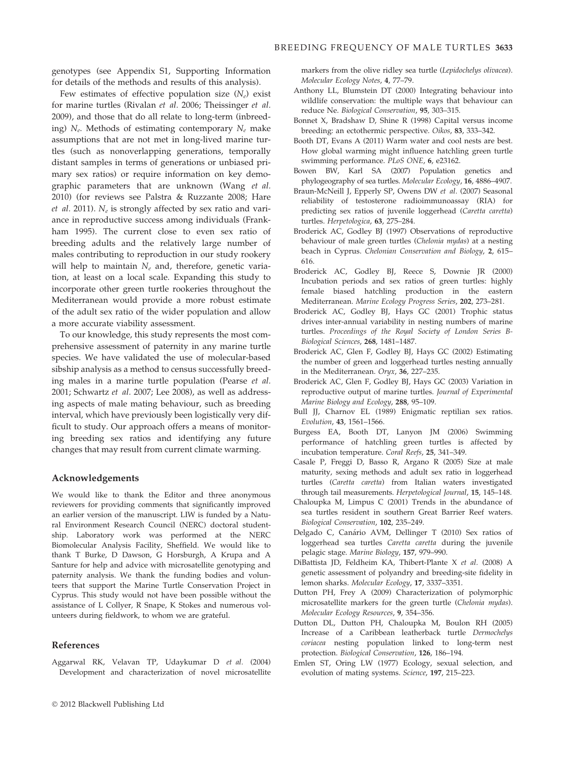genotypes (see Appendix S1, Supporting Information for details of the methods and results of this analysis).

Few estimates of effective population size ($N_e$) exist for marine turtles (Rivalan *et al.* 2006; Theissinger *et al.* 2009), and those that do all relate to long-term (inbreeding) $N_e$. Methods of estimating contemporary $N_e$ make assumptions that are not met in long-lived marine turtles (such as nonoverlapping generations, temporally distant samples in terms of generations or unbiased primary sex ratios) or require information on key demographic parameters that are unknown (Wang *et al.* 2010) (for reviews see Palstra & Ruzzante 2008; Hare *et al.* 2011). $N_e$ is strongly affected by sex ratio and variance in reproductive success among individuals (Frankham 1995). The current close to even sex ratio of breeding adults and the relatively large number of males contributing to reproduction in our study rookery will help to maintain $N_e$ and, therefore, genetic variation, at least on a local scale. Expanding this study to incorporate other green turtle rookeries throughout the Mediterranean would provide a more robust estimate of the adult sex ratio of the wider population and allow a more accurate viability assessment.

To our knowledge, this study represents the most comprehensive assessment of paternity in any marine turtle species. We have validated the use of molecular-based sibship analysis as a method to census successfully breeding males in a marine turtle population (Pearse *et al.* 2001; Schwartz *et al.* 2007; Lee 2008), as well as addressing aspects of male mating behaviour, such as breeding interval, which have previously been logistically very difficult to study. Our approach offers a means of monitoring breeding sex ratios and identifying any future changes that may result from current climate warming.

## Acknowledgements

We would like to thank the Editor and three anonymous reviewers for providing comments that significantly improved an earlier version of the manuscript. LIW is funded by a Natural Environment Research Council (NERC) doctoral studentship. Laboratory work was performed at the NERC Biomolecular Analysis Facility, Sheffield. We would like to thank T Burke, D Dawson, G Horsburgh, A Krupa and A Santure for help and advice with microsatellite genotyping and paternity analysis. We thank the funding bodies and volunteers that support the Marine Turtle Conservation Project in Cyprus. This study would not have been possible without the assistance of L Collyer, R Snape, K Stokes and numerous volunteers during fieldwork, to whom we are grateful.

## References

Aggarwal RK, Velavan TP, Udaykumar D *et al.* (2004) Development and characterization of novel microsatellite markers from the olive ridley sea turtle (*Lepidochelys olivacea*). *Molecular Ecology Notes*, **4**, 77–79.

Anthony LL, Blumstein DT (2000) Integrating behaviour into wildlife conservation: the multiple ways that behaviour can reduce Ne. *Biological Conservation*, **95**, 303–315.

Bonnet X, Bradshaw D, Shine R (1998) Capital versus income breeding: an ectothermic perspective. *Oikos*, **83**, 333–342.

Booth DT, Evans A (2011) Warm water and cool nests are best. How global warming might influence hatchling green turtle swimming performance. *PLoS ONE*, **6**, e23162.

Bowen BW, Karl SA (2007) Population genetics and phylogeography of sea turtles. *Molecular Ecology*, **16**, 4886–4907.

Braun-McNeill J, Epperly SP, Owens DW *et al.* (2007) Seasonal reliability of testosterone radioimmunoassay (RIA) for predicting sex ratios of juvenile loggerhead (*Caretta caretta*) turtles. *Herpetologica*, **63**, 275–284.

Broderick AC, Godley BJ (1997) Observations of reproductive behaviour of male green turtles (*Chelonia mydas*) at a nesting beach in Cyprus. *Chelonian Conservation and Biology*, **2**, 615–616.

Broderick AC, Godley BJ, Reece S, Downie JR (2000) Incubation periods and sex ratios of green turtles: highly female biased hatchling production in the eastern Mediterranean. *Marine Ecology Progress Series*, **202**, 273–281.

Broderick AC, Godley BJ, Hays GC (2001) Trophic status drives inter-annual variability in nesting numbers of marine turtles. *Proceedings of the Royal Society of London Series B-Biological Sciences*, **268**, 1481–1487.

Broderick AC, Glen F, Godley BJ, Hays GC (2002) Estimating the number of green and loggerhead turtles nesting annually in the Mediterranean. *Oryx*, **36**, 227–235.

Broderick AC, Glen F, Godley BJ, Hays GC (2003) Variation in reproductive output of marine turtles. *Journal of Experimental Marine Biology and Ecology*, **288**, 95–109.

Bull JJ, Charnov EL (1989) Enigmatic reptilian sex ratios. *Evolution*, **43**, 1561–1566.

Burgess EA, Booth DT, Lanyon JM (2006) Swimming performance of hatchling green turtles is affected by incubation temperature. *Coral Reefs*, **25**, 341–349.

Casale P, Freggi D, Basso R, Argano R (2005) Size at male maturity, sexing methods and adult sex ratio in loggerhead turtles (*Caretta caretta*) from Italian waters investigated through tail measurements. *Herpetological Journal*, **15**, 145–148.

Chaloupka M, Limpus C (2001) Trends in the abundance of sea turtles resident in southern Great Barrier Reef waters. *Biological Conservation*, **102**, 235–249.

Delgado C, Canário AVM, Dellinger T (2010) Sex ratios of loggerhead sea turtles *Caretta caretta* during the juvenile pelagic stage. *Marine Biology*, **157**, 979–990.

DiBattista JD, Feldheim KA, Thibert-Plante X *et al.* (2008) A genetic assessment of polyandry and breeding-site fidelity in lemon sharks. *Molecular Ecology*, **17**, 3337–3351.

Dutton PH, Frey A (2009) Characterization of polymorphic microsatellite markers for the green turtle (*Chelonia mydas*). *Molecular Ecology Resources*, **9**, 354–356.

Dutton DL, Dutton PH, Chaloupka M, Boulon RH (2005) Increase of a Caribbean leatherback turtle *Dermochelys coriacea* nesting population linked to long-term nest protection. *Biological Conservation*, **126**, 186–194.

Emlen ST, Oring LW (1977) Ecology, sexual selection, and evolution of mating systems. *Science*, **197**, 215–223.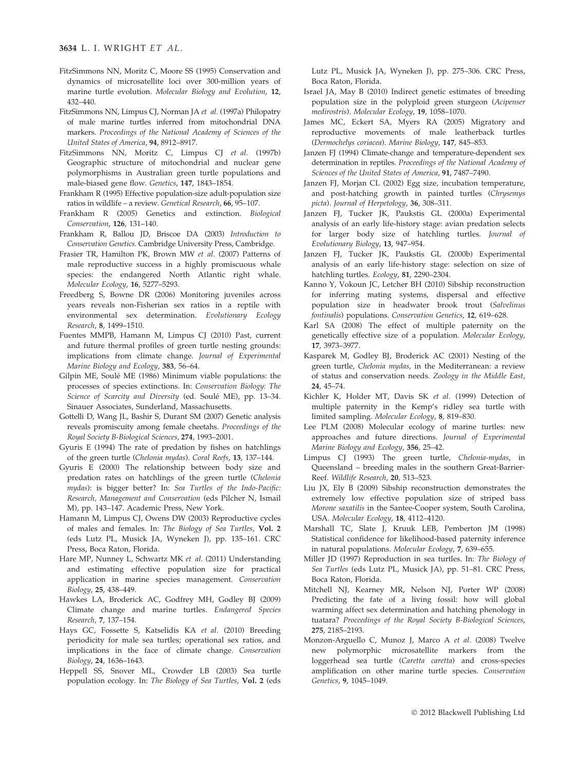FitzSimmons NN, Moritz C, Moore SS (1995) Conservation and dynamics of microsatellite loci over 300-million years of marine turtle evolution. *Molecular Biology and Evolution*, **12**, 432–440.

FitzSimmons NN, Limpus CJ, Norman JA *et al.* (1997a) Philopatry of male marine turtles inferred from mitochondrial DNA markers. *Proceedings of the National Academy of Sciences of the United States of America*, **94**, 8912–8917.

FitzSimmons NN, Moritz C, Limpus CJ *et al.* (1997b) Geographic structure of mitochondrial and nuclear gene polymorphisms in Australian green turtle populations and male-biased gene flow. *Genetics*, **147**, 1843–1854.

Frankham R (1995) Effective population-size adult-population size ratios in wildlife – a review. *Genetical Research*, **66**, 95–107.

Frankham R (2005) Genetics and extinction. *Biological Conservation*, **126**, 131–140.

Frankham R, Ballou JD, Briscoe DA (2003) *Introduction to Conservation Genetics*. Cambridge University Press, Cambridge.

Frasier TR, Hamilton PK, Brown MW *et al.* (2007) Patterns of male reproductive success in a highly promiscuous whale species: the endangered North Atlantic right whale. *Molecular Ecology*, **16**, 5277–5293.

Freedberg S, Bowne DR (2006) Monitoring juveniles across years reveals non-Fisherian sex ratios in a reptile with environmental sex determination. *Evolutionary Ecology Research*, **8**, 1499–1510.

Fuentes MMPB, Hamann M, Limpus CJ (2010) Past, current and future thermal profiles of green turtle nesting grounds: implications from climate change. *Journal of Experimental Marine Biology and Ecology*, **383**, 56–64.

Gilpin ME, Soulé ME (1986) Minimum viable populations: the processes of species extinctions. In: *Conservation Biology: The Science of Scarcity and Diversity* (ed. Soulé ME), pp. 13–34. Sinauer Associates, Sunderland, Massachusetts.

Gottelli D, Wang JL, Bashir S, Durant SM (2007) Genetic analysis reveals promiscuity among female cheetahs. *Proceedings of the Royal Society B-Biological Sciences*, **274**, 1993–2001.

Gyuris E (1994) The rate of predation by fishes on hatchlings of the green turtle (*Chelonia mydas*). *Coral Reefs*, **13**, 137–144.

Gyuris E (2000) The relationship between body size and predation rates on hatchlings of the green turtle (*Chelonia mydas*): is bigger better? In: *Sea Turtles of the Indo-Pacific: Research, Management and Conservation* (eds Pilcher N, Ismail M), pp. 143–147. Academic Press, New York.

Hamann M, Limpus CJ, Owens DW (2003) Reproductive cycles of males and females. In: *The Biology of Sea Turtles*, **Vol. 2** (eds Lutz PL, Musick JA, Wyneken J), pp. 135–161. CRC Press, Boca Raton, Florida.

Hare MP, Nunney L, Schwartz MK *et al.* (2011) Understanding and estimating effective population size for practical application in marine species management. *Conservation Biology*, **25**, 438–449.

Hawkes LA, Broderick AC, Godfrey MH, Godley BJ (2009) Climate change and marine turtles. *Endangered Species Research*, **7**, 137–154.

Hays GC, Fossette S, Katselidis KA *et al.* (2010) Breeding periodicity for male sea turtles; operational sex ratios, and implications in the face of climate change. *Conservation Biology*, **24**, 1636–1643.

Heppell SS, Snover ML, Crowder LB (2003) Sea turtle population ecology. In: *The Biology of Sea Turtles*, **Vol. 2** (eds Lutz PL, Musick JA, Wyneken J), pp. 275–306. CRC Press, Boca Raton, Florida.

Israel JA, May B (2010) Indirect genetic estimates of breeding population size in the polyploid green sturgeon (*Acipenser medirostris*). *Molecular Ecology*, **19**, 1058–1070.

James MC, Eckert SA, Myers RA (2005) Migratory and reproductive movements of male leatherback turtles (*Dermochelys coriacea*). *Marine Biology*, **147**, 845–853.

Janzen FJ (1994) Climate-change and temperature-dependent sex determination in reptiles. *Proceedings of the National Academy of Sciences of the United States of America*, **91**, 7487–7490.

Janzen FJ, Morjan CL (2002) Egg size, incubation temperature, and post-hatching growth in painted turtles (*Chrysemys picta*). *Journal of Herpetology*, **36**, 308–311.

Janzen FJ, Tucker JK, Paukstis GL (2000a) Experimental analysis of an early life-history stage: avian predation selects for larger body size of hatchling turtles. *Journal of Evolutionary Biology*, **13**, 947–954.

Janzen FJ, Tucker JK, Paukstis GL (2000b) Experimental analysis of an early life-history stage: selection on size of hatchling turtles. *Ecology*, **81**, 2290–2304.

Kanno Y, Vokoun JC, Letcher BH (2010) Sibship reconstruction for inferring mating systems, dispersal and effective population size in headwater brook trout (*Salvelinus fontinalis*) populations. *Conservation Genetics*, **12**, 619–628.

Karl SA (2008) The effect of multiple paternity on the genetically effective size of a population. *Molecular Ecology*, **17**, 3973–3977.

Kasparek M, Godley BJ, Broderick AC (2001) Nesting of the green turtle, *Chelonia mydas*, in the Mediterranean: a review of status and conservation needs. *Zoology in the Middle East*, **24**, 45–74.

Kichler K, Holder MT, Davis SK *et al.* (1999) Detection of multiple paternity in the Kemp's ridley sea turtle with limited sampling. *Molecular Ecology*, **8**, 819–830.

Lee PLM (2008) Molecular ecology of marine turtles: new approaches and future directions. *Journal of Experimental Marine Biology and Ecology*, **356**, 25–42.

Limpus CJ (1993) The green turtle, *Chelonia-mydas*, in Queensland – breeding males in the southern Great-Barrier-Reef. *Wildlife Research*, **20**, 513–523.

Liu JX, Ely B (2009) Sibship reconstruction demonstrates the extremely low effective population size of striped bass *Morone saxatilis* in the Santee-Cooper system, South Carolina, USA. *Molecular Ecology*, **18**, 4112–4120.

Marshall TC, Slate J, Kruuk LEB, Pemberton JM (1998) Statistical confidence for likelihood-based paternity inference in natural populations. *Molecular Ecology*, **7**, 639–655.

Miller JD (1997) Reproduction in sea turtles. In: *The Biology of Sea Turtles* (eds Lutz PL, Musick JA), pp. 51–81. CRC Press, Boca Raton, Florida.

Mitchell NJ, Kearney MR, Nelson NJ, Porter WP (2008) Predicting the fate of a living fossil: how will global warming affect sex determination and hatching phenology in tuatara? *Proceedings of the Royal Society B-Biological Sciences*, **275**, 2185–2193.

Monzon-Arguello C, Munoz J, Marco A *et al.* (2008) Twelve new polymorphic microsatellite markers from the loggerhead sea turtle (*Caretta caretta*) and cross-species amplification on other marine turtle species. *Conservation Genetics*, **9**, 1045–1049.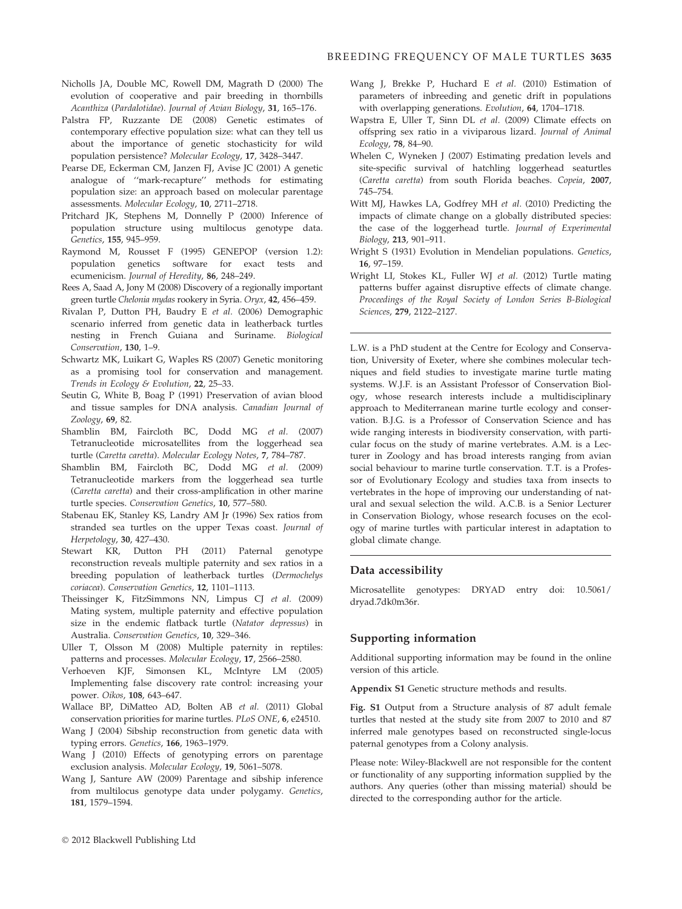Nicholls JA, Double MC, Rowell DM, Magrath D (2000) The evolution of cooperative and pair breeding in thornbills *Acanthiza* (*Pardalotidae*). *Journal of Avian Biology*, **31**, 165–176.

Palstra FP, Ruzzante DE (2008) Genetic estimates of contemporary effective population size: what can they tell us about the importance of genetic stochasticity for wild population persistence? *Molecular Ecology*, **17**, 3428–3447.

Pearse DE, Eckerman CM, Janzen FJ, Avise JC (2001) A genetic analogue of ''mark-recapture'' methods for estimating population size: an approach based on molecular parentage assessments. *Molecular Ecology*, **10**, 2711–2718.

Pritchard JK, Stephens M, Donnelly P (2000) Inference of population structure using multilocus genotype data. *Genetics*, **155**, 945–959.

Raymond M, Rousset F (1995) GENEPOP (version 1.2): population genetics software for exact tests and ecumenicism. *Journal of Heredity*, **86**, 248–249.

Rees A, Saad A, Jony M (2008) Discovery of a regionally important green turtle *Chelonia mydas* rookery in Syria. *Oryx*, **42**, 456–459.

Rivalan P, Dutton PH, Baudry E *et al.* (2006) Demographic scenario inferred from genetic data in leatherback turtles nesting in French Guiana and Suriname. *Biological Conservation*, **130**, 1–9.

Schwartz MK, Luikart G, Waples RS (2007) Genetic monitoring as a promising tool for conservation and management. *Trends in Ecology & Evolution*, **22**, 25–33.

Seutin G, White B, Boag P (1991) Preservation of avian blood and tissue samples for DNA analysis. *Canadian Journal of Zoology*, **69**, 82.

Shamblin BM, Faircloth BC, Dodd MG *et al.* (2007) Tetranucleotide microsatellites from the loggerhead sea turtle (*Caretta caretta*). *Molecular Ecology Notes*, **7**, 784–787.

Shamblin BM, Faircloth BC, Dodd MG *et al.* (2009) Tetranucleotide markers from the loggerhead sea turtle (*Caretta caretta*) and their cross-amplification in other marine turtle species. *Conservation Genetics*, **10**, 577–580.

Stabenau EK, Stanley KS, Landry AM Jr (1996) Sex ratios from stranded sea turtles on the upper Texas coast. *Journal of Herpetology*, **30**, 427–430.

Stewart KR, Dutton PH (2011) Paternal genotype reconstruction reveals multiple paternity and sex ratios in a breeding population of leatherback turtles (*Dermochelys coriacea*). *Conservation Genetics*, **12**, 1101–1113.

Theissinger K, FitzSimmons NN, Limpus CJ *et al.* (2009) Mating system, multiple paternity and effective population size in the endemic flatback turtle (*Natator depressus*) in Australia. *Conservation Genetics*, **10**, 329–346.

Uller T, Olsson M (2008) Multiple paternity in reptiles: patterns and processes. *Molecular Ecology*, **17**, 2566–2580.

Verhoeven KJF, Simonsen KL, McIntyre LM (2005) Implementing false discovery rate control: increasing your power. *Oikos*, **108**, 643–647.

Wallace BP, DiMatteo AD, Bolten AB *et al.* (2011) Global conservation priorities for marine turtles. *PLoS ONE*, **6**, e24510.

Wang J (2004) Sibship reconstruction from genetic data with typing errors. *Genetics*, **166**, 1963–1979.

Wang J (2010) Effects of genotyping errors on parentage exclusion analysis. *Molecular Ecology*, **19**, 5061–5078.

Wang J, Santure AW (2009) Parentage and sibship inference from multilocus genotype data under polygamy. *Genetics*, **181**, 1579–1594.

Wang J, Brekke P, Huchard E *et al.* (2010) Estimation of parameters of inbreeding and genetic drift in populations with overlapping generations. *Evolution*, **64**, 1704–1718.

Wapstra E, Uller T, Sinn DL *et al.* (2009) Climate effects on offspring sex ratio in a viviparous lizard. *Journal of Animal Ecology*, **78**, 84–90.

Whelen C, Wyneken J (2007) Estimating predation levels and site-specific survival of hatchling loggerhead seaturtles (*Caretta caretta*) from south Florida beaches. *Copeia*, **2007**, 745–754.

Witt MJ, Hawkes LA, Godfrey MH *et al.* (2010) Predicting the impacts of climate change on a globally distributed species: the case of the loggerhead turtle. *Journal of Experimental Biology*, **213**, 901–911.

Wright S (1931) Evolution in Mendelian populations. *Genetics*, **16**, 97–159.

Wright LI, Stokes KL, Fuller WJ *et al.* (2012) Turtle mating patterns buffer against disruptive effects of climate change. *Proceedings of the Royal Society of London Series B-Biological Sciences*, **279**, 2122–2127.

---

L.W. is a PhD student at the Centre for Ecology and Conservation, University of Exeter, where she combines molecular techniques and field studies to investigate marine turtle mating systems. W.J.F. is an Assistant Professor of Conservation Biology, whose research interests include a multidisciplinary approach to Mediterranean marine turtle ecology and conservation. B.J.G. is a Professor of Conservation Science and has wide ranging interests in biodiversity conservation, with particular focus on the study of marine vertebrates. A.M. is a Lecturer in Zoology and has broad interests ranging from avian social behaviour to marine turtle conservation. T.T. is a Professor of Evolutionary Ecology and studies taxa from insects to vertebrates in the hope of improving our understanding of natural and sexual selection the wild. A.C.B. is a Senior Lecturer in Conservation Biology, whose research focuses on the ecology of marine turtles with particular interest in adaptation to global climate change.

---

## Data accessibility

Microsatellite genotypes: DRYAD entry doi: 10.5061/dryad.7dk0m36r.

## Supporting information

Additional supporting information may be found in the online version of this article.

**Appendix S1** Genetic structure methods and results.

**Fig. S1** Output from a Structure analysis of 87 adult female turtles that nested at the study site from 2007 to 2010 and 87 inferred male genotypes based on reconstructed single-locus paternal genotypes from a Colony analysis.

Please note: Wiley-Blackwell are not responsible for the content or functionality of any supporting information supplied by the authors. Any queries (other than missing material) should be directed to the corresponding author for the article.